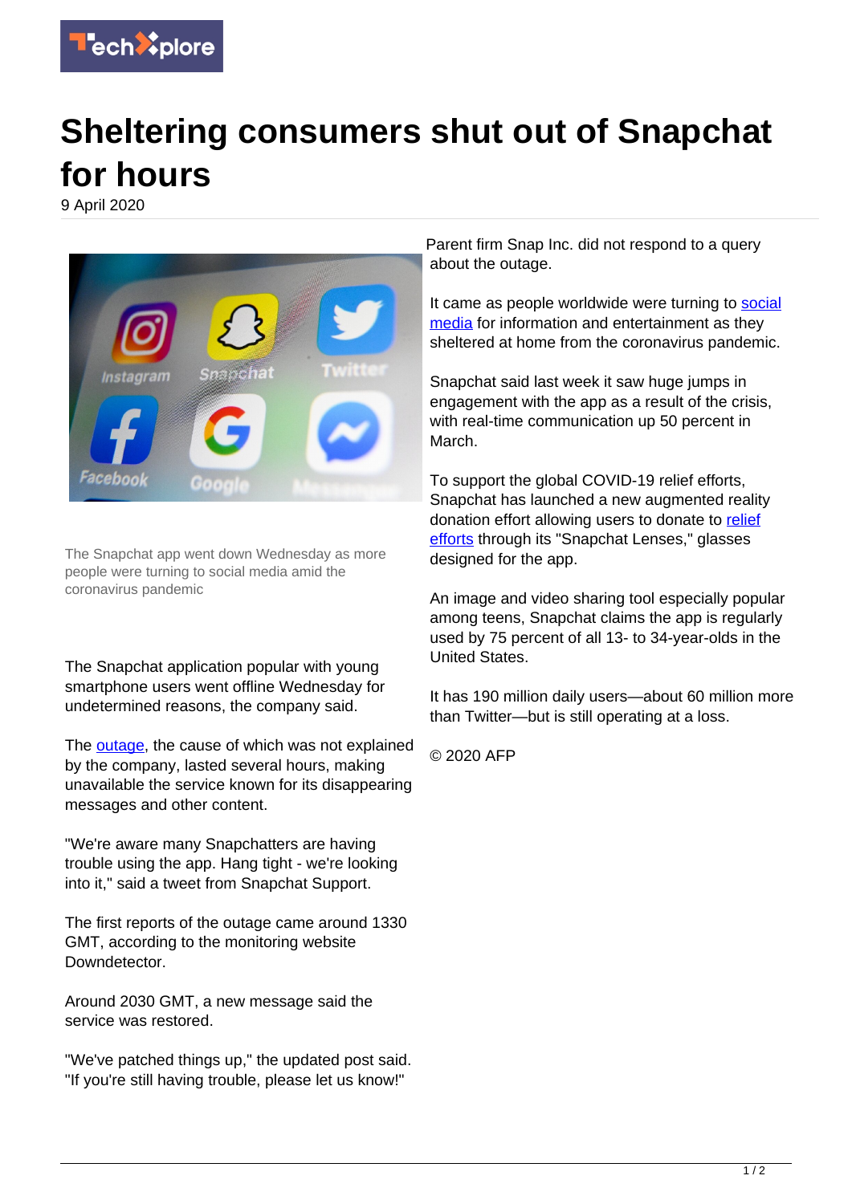# Sheltering consumers shut out of Snapchat for hours

9 April 2020

The Snapchat app went down Wednesday as more people were turning to social media amid the coronavirus pandemic

The Snapchat application popular with young smartphone users went offline Wednesday for undetermined reasons, the company said.

The outage, the cause of which was not explained by the company, lasted several hours, making unavailable the service known for its disappearing messages and other content.

"We're aware many Snapchatters are having trouble using the app. Hang tight - we're looking into it," said a tweet from Snapchat Support.

The first reports of the outage came around 1330 GMT, according to the monitoring website Downdetector.

Around 2030 GMT, a new message said the service was restored.

"We've patched things up," the updated post said. "If you're still having trouble, please let us know!"

Parent firm Snap Inc. did not respond to a query about the outage.

It came as people worldwide were turning to social media for information and entertainment as they sheltered at home from the coronavirus pandemic.

Snapchat said last week it saw huge jumps in engagement with the app as a result of the crisis, with real-time communication up 50 percent in March.

To support the global COVID-19 relief efforts, Snapchat has launched a new augmented reality donation effort allowing users to donate to relief efforts through its "Snapchat Lenses," glasses designed for the app.

An image and video sharing tool especially popular among teens, Snapchat claims the app is regularly used by 75 percent of all 13- to 34-year-olds in the United States.

It has 190 million daily users—about 60 million more than Twitter—but is still operating at a loss.

© 2020 AFP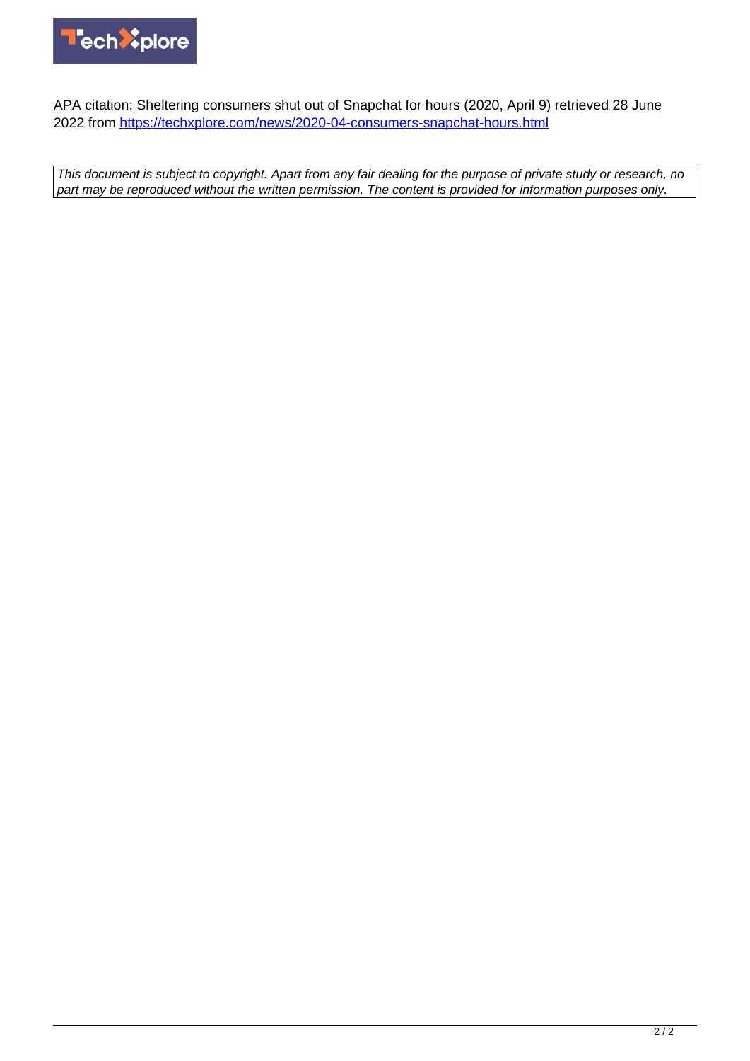APA citation: Sheltering consumers shut out of Snapchat for hours (2020, April 9) retrieved 28 June 2022 from https://techxplore.com/news/2020-04-consumers-snapchat-hours.html

*This document is subject to copyright. Apart from any fair dealing for the purpose of private study or research, no part may be reproduced without the written permission. The content is provided for information purposes only.*